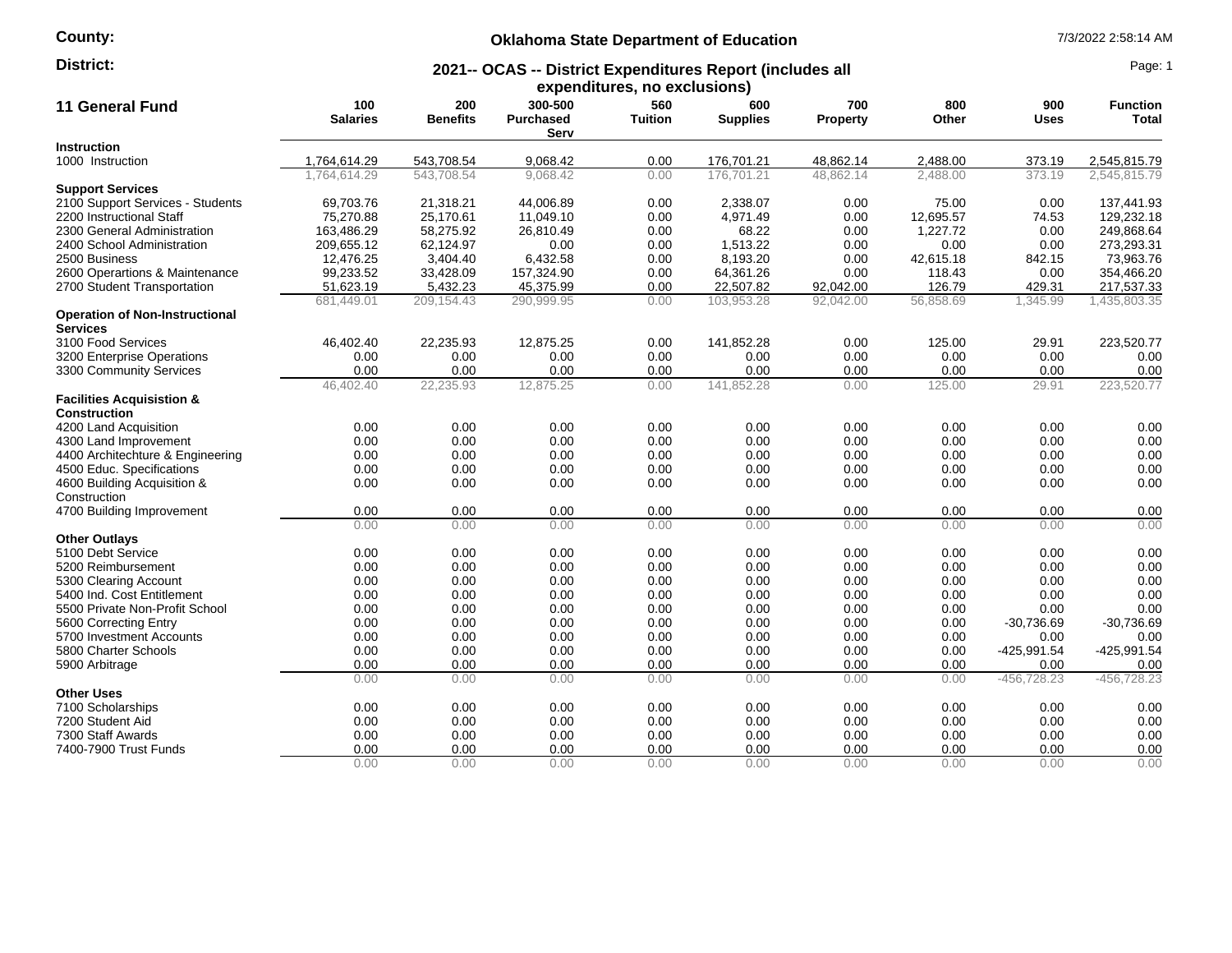County:

District:

# Oklahoma State Department of Education

7/3/2022 2:58:14 AM

## 2021-- OCAS -- District Expenditures Report (includes all expenditures, no exclusions)

| 11 General Fund | 100 Salaries | 200 Benefits | 300-500 Purchased Serv | 560 Tuition | 600 Supplies | 700 Property | 800 Other | 900 Uses | Function Total |
|---|---|---|---|---|---|---|---|---|---|
| **Instruction** | | | | | | | | | |
| 1000 Instruction | 1,764,614.29 | 543,708.54 | 9,068.42 | 0.00 | 176,701.21 | 48,862.14 | 2,488.00 | 373.19 | 2,545,815.79 |
| | 1,764,614.29 | 543,708.54 | 9,068.42 | 0.00 | 176,701.21 | 48,862.14 | 2,488.00 | 373.19 | 2,545,815.79 |
| **Support Services** | | | | | | | | | |
| 2100 Support Services - Students | 69,703.76 | 21,318.21 | 44,006.89 | 0.00 | 2,338.07 | 0.00 | 75.00 | 0.00 | 137,441.93 |
| 2200 Instructional Staff | 75,270.88 | 25,170.61 | 11,049.10 | 0.00 | 4,971.49 | 0.00 | 12,695.57 | 74.53 | 129,232.18 |
| 2300 General Administration | 163,486.29 | 58,275.92 | 26,810.49 | 0.00 | 68.22 | 0.00 | 1,227.72 | 0.00 | 249,868.64 |
| 2400 School Administration | 209,655.12 | 62,124.97 | 0.00 | 0.00 | 1,513.22 | 0.00 | 0.00 | 0.00 | 273,293.31 |
| 2500 Business | 12,476.25 | 3,404.40 | 6,432.58 | 0.00 | 8,193.20 | 0.00 | 42,615.18 | 842.15 | 73,963.76 |
| 2600 Operartions & Maintenance | 99,233.52 | 33,428.09 | 157,324.90 | 0.00 | 64,361.26 | 0.00 | 118.43 | 0.00 | 354,466.20 |
| 2700 Student Transportation | 51,623.19 | 5,432.23 | 45,375.99 | 0.00 | 22,507.82 | 92,042.00 | 126.79 | 429.31 | 217,537.33 |
| | 681,449.01 | 209,154.43 | 290,999.95 | 0.00 | 103,953.28 | 92,042.00 | 56,858.69 | 1,345.99 | 1,435,803.35 |
| **Operation of Non-Instructional Services** | | | | | | | | | |
| 3100 Food Services | 46,402.40 | 22,235.93 | 12,875.25 | 0.00 | 141,852.28 | 0.00 | 125.00 | 29.91 | 223,520.77 |
| 3200 Enterprise Operations | 0.00 | 0.00 | 0.00 | 0.00 | 0.00 | 0.00 | 0.00 | 0.00 | 0.00 |
| 3300 Community Services | 0.00 | 0.00 | 0.00 | 0.00 | 0.00 | 0.00 | 0.00 | 0.00 | 0.00 |
| | 46,402.40 | 22,235.93 | 12,875.25 | 0.00 | 141,852.28 | 0.00 | 125.00 | 29.91 | 223,520.77 |
| **Facilities Acquisistion & Construction** | | | | | | | | | |
| 4200 Land Acquisition | 0.00 | 0.00 | 0.00 | 0.00 | 0.00 | 0.00 | 0.00 | 0.00 | 0.00 |
| 4300 Land Improvement | 0.00 | 0.00 | 0.00 | 0.00 | 0.00 | 0.00 | 0.00 | 0.00 | 0.00 |
| 4400 Architechture & Engineering | 0.00 | 0.00 | 0.00 | 0.00 | 0.00 | 0.00 | 0.00 | 0.00 | 0.00 |
| 4500 Educ. Specifications | 0.00 | 0.00 | 0.00 | 0.00 | 0.00 | 0.00 | 0.00 | 0.00 | 0.00 |
| 4600 Building Acquisition & Construction | 0.00 | 0.00 | 0.00 | 0.00 | 0.00 | 0.00 | 0.00 | 0.00 | 0.00 |
| 4700 Building Improvement | 0.00 | 0.00 | 0.00 | 0.00 | 0.00 | 0.00 | 0.00 | 0.00 | 0.00 |
| | 0.00 | 0.00 | 0.00 | 0.00 | 0.00 | 0.00 | 0.00 | 0.00 | 0.00 |
| **Other Outlays** | | | | | | | | | |
| 5100 Debt Service | 0.00 | 0.00 | 0.00 | 0.00 | 0.00 | 0.00 | 0.00 | 0.00 | 0.00 |
| 5200 Reimbursement | 0.00 | 0.00 | 0.00 | 0.00 | 0.00 | 0.00 | 0.00 | 0.00 | 0.00 |
| 5300 Clearing Account | 0.00 | 0.00 | 0.00 | 0.00 | 0.00 | 0.00 | 0.00 | 0.00 | 0.00 |
| 5400 Ind. Cost Entitlement | 0.00 | 0.00 | 0.00 | 0.00 | 0.00 | 0.00 | 0.00 | 0.00 | 0.00 |
| 5500 Private Non-Profit School | 0.00 | 0.00 | 0.00 | 0.00 | 0.00 | 0.00 | 0.00 | 0.00 | 0.00 |
| 5600 Correcting Entry | 0.00 | 0.00 | 0.00 | 0.00 | 0.00 | 0.00 | 0.00 | -30,736.69 | -30,736.69 |
| 5700 Investment Accounts | 0.00 | 0.00 | 0.00 | 0.00 | 0.00 | 0.00 | 0.00 | 0.00 | 0.00 |
| 5800 Charter Schools | 0.00 | 0.00 | 0.00 | 0.00 | 0.00 | 0.00 | 0.00 | -425,991.54 | -425,991.54 |
| 5900 Arbitrage | 0.00 | 0.00 | 0.00 | 0.00 | 0.00 | 0.00 | 0.00 | 0.00 | 0.00 |
| | 0.00 | 0.00 | 0.00 | 0.00 | 0.00 | 0.00 | 0.00 | -456,728.23 | -456,728.23 |
| **Other Uses** | | | | | | | | | |
| 7100 Scholarships | 0.00 | 0.00 | 0.00 | 0.00 | 0.00 | 0.00 | 0.00 | 0.00 | 0.00 |
| 7200 Student Aid | 0.00 | 0.00 | 0.00 | 0.00 | 0.00 | 0.00 | 0.00 | 0.00 | 0.00 |
| 7300 Staff Awards | 0.00 | 0.00 | 0.00 | 0.00 | 0.00 | 0.00 | 0.00 | 0.00 | 0.00 |
| 7400-7900 Trust Funds | 0.00 | 0.00 | 0.00 | 0.00 | 0.00 | 0.00 | 0.00 | 0.00 | 0.00 |
| | 0.00 | 0.00 | 0.00 | 0.00 | 0.00 | 0.00 | 0.00 | 0.00 | 0.00 |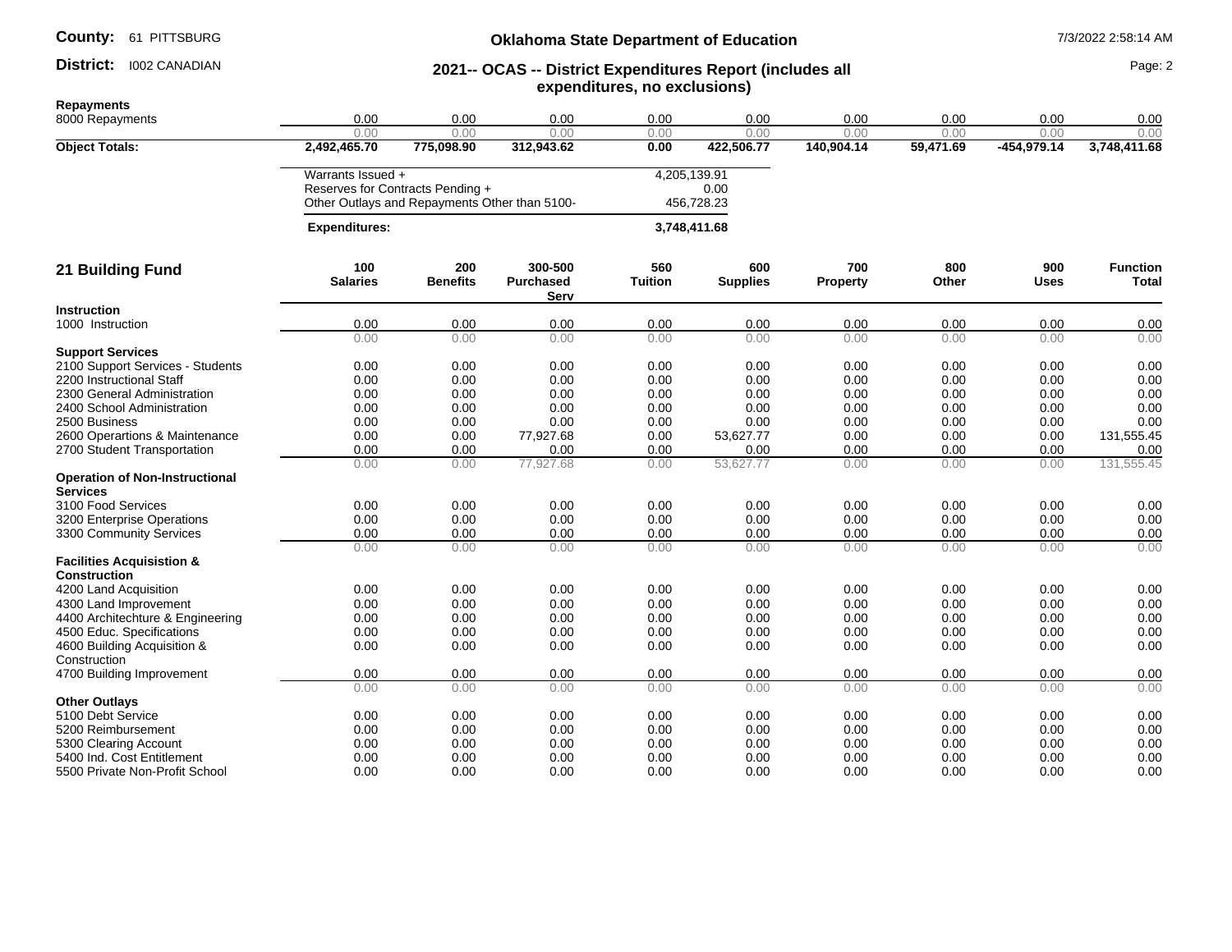**County:** 61 PITTSBURG

**District:** I002 CANADIAN

## Oklahoma State Department of Education

## 2021-- OCAS -- District Expenditures Report (includes all expenditures, no exclusions)

| | | | | | | | | | |
|---|---|---|---|---|---|---|---|---|---|
| **Repayments** | | | | | | | | | |
| 8000 Repayments | 0.00 | 0.00 | 0.00 | 0.00 | 0.00 | 0.00 | 0.00 | 0.00 | 0.00 |
| | 0.00 | 0.00 | 0.00 | 0.00 | 0.00 | 0.00 | 0.00 | 0.00 | 0.00 |
| **Object Totals:** | **2,492,465.70** | **775,098.90** | **312,943.62** | **0.00** | **422,506.77** | **140,904.14** | **59,471.69** | **-454,979.14** | **3,748,411.68** |

| | |
|---|---|
| Warrants Issued + | 4,205,139.91 |
| Reserves for Contracts Pending + | 0.00 |
| Other Outlays and Repayments Other than 5100- | 456,728.23 |
| **Expenditures:** | **3,748,411.68** |

## 21 Building Fund

| | 100 Salaries | 200 Benefits | 300-500 Purchased Serv | 560 Tuition | 600 Supplies | 700 Property | 800 Other | 900 Uses | Function Total |
|---|---|---|---|---|---|---|---|---|---|
| **Instruction** | | | | | | | | | |
| 1000 Instruction | 0.00 | 0.00 | 0.00 | 0.00 | 0.00 | 0.00 | 0.00 | 0.00 | 0.00 |
| | 0.00 | 0.00 | 0.00 | 0.00 | 0.00 | 0.00 | 0.00 | 0.00 | 0.00 |
| **Support Services** | | | | | | | | | |
| 2100 Support Services - Students | 0.00 | 0.00 | 0.00 | 0.00 | 0.00 | 0.00 | 0.00 | 0.00 | 0.00 |
| 2200 Instructional Staff | 0.00 | 0.00 | 0.00 | 0.00 | 0.00 | 0.00 | 0.00 | 0.00 | 0.00 |
| 2300 General Administration | 0.00 | 0.00 | 0.00 | 0.00 | 0.00 | 0.00 | 0.00 | 0.00 | 0.00 |
| 2400 School Administration | 0.00 | 0.00 | 0.00 | 0.00 | 0.00 | 0.00 | 0.00 | 0.00 | 0.00 |
| 2500 Business | 0.00 | 0.00 | 0.00 | 0.00 | 0.00 | 0.00 | 0.00 | 0.00 | 0.00 |
| 2600 Operartions & Maintenance | 0.00 | 0.00 | 77,927.68 | 0.00 | 53,627.77 | 0.00 | 0.00 | 0.00 | 131,555.45 |
| 2700 Student Transportation | 0.00 | 0.00 | 0.00 | 0.00 | 0.00 | 0.00 | 0.00 | 0.00 | 0.00 |
| | 0.00 | 0.00 | 77,927.68 | 0.00 | 53,627.77 | 0.00 | 0.00 | 0.00 | 131,555.45 |
| **Operation of Non-Instructional Services** | | | | | | | | | |
| 3100 Food Services | 0.00 | 0.00 | 0.00 | 0.00 | 0.00 | 0.00 | 0.00 | 0.00 | 0.00 |
| 3200 Enterprise Operations | 0.00 | 0.00 | 0.00 | 0.00 | 0.00 | 0.00 | 0.00 | 0.00 | 0.00 |
| 3300 Community Services | 0.00 | 0.00 | 0.00 | 0.00 | 0.00 | 0.00 | 0.00 | 0.00 | 0.00 |
| | 0.00 | 0.00 | 0.00 | 0.00 | 0.00 | 0.00 | 0.00 | 0.00 | 0.00 |
| **Facilities Acquisistion & Construction** | | | | | | | | | |
| 4200 Land Acquisition | 0.00 | 0.00 | 0.00 | 0.00 | 0.00 | 0.00 | 0.00 | 0.00 | 0.00 |
| 4300 Land Improvement | 0.00 | 0.00 | 0.00 | 0.00 | 0.00 | 0.00 | 0.00 | 0.00 | 0.00 |
| 4400 Architechture & Engineering | 0.00 | 0.00 | 0.00 | 0.00 | 0.00 | 0.00 | 0.00 | 0.00 | 0.00 |
| 4500 Educ. Specifications | 0.00 | 0.00 | 0.00 | 0.00 | 0.00 | 0.00 | 0.00 | 0.00 | 0.00 |
| 4600 Building Acquisition & Construction | 0.00 | 0.00 | 0.00 | 0.00 | 0.00 | 0.00 | 0.00 | 0.00 | 0.00 |
| 4700 Building Improvement | 0.00 | 0.00 | 0.00 | 0.00 | 0.00 | 0.00 | 0.00 | 0.00 | 0.00 |
| | 0.00 | 0.00 | 0.00 | 0.00 | 0.00 | 0.00 | 0.00 | 0.00 | 0.00 |
| **Other Outlays** | | | | | | | | | |
| 5100 Debt Service | 0.00 | 0.00 | 0.00 | 0.00 | 0.00 | 0.00 | 0.00 | 0.00 | 0.00 |
| 5200 Reimbursement | 0.00 | 0.00 | 0.00 | 0.00 | 0.00 | 0.00 | 0.00 | 0.00 | 0.00 |
| 5300 Clearing Account | 0.00 | 0.00 | 0.00 | 0.00 | 0.00 | 0.00 | 0.00 | 0.00 | 0.00 |
| 5400 Ind. Cost Entitlement | 0.00 | 0.00 | 0.00 | 0.00 | 0.00 | 0.00 | 0.00 | 0.00 | 0.00 |
| 5500 Private Non-Profit School | 0.00 | 0.00 | 0.00 | 0.00 | 0.00 | 0.00 | 0.00 | 0.00 | 0.00 |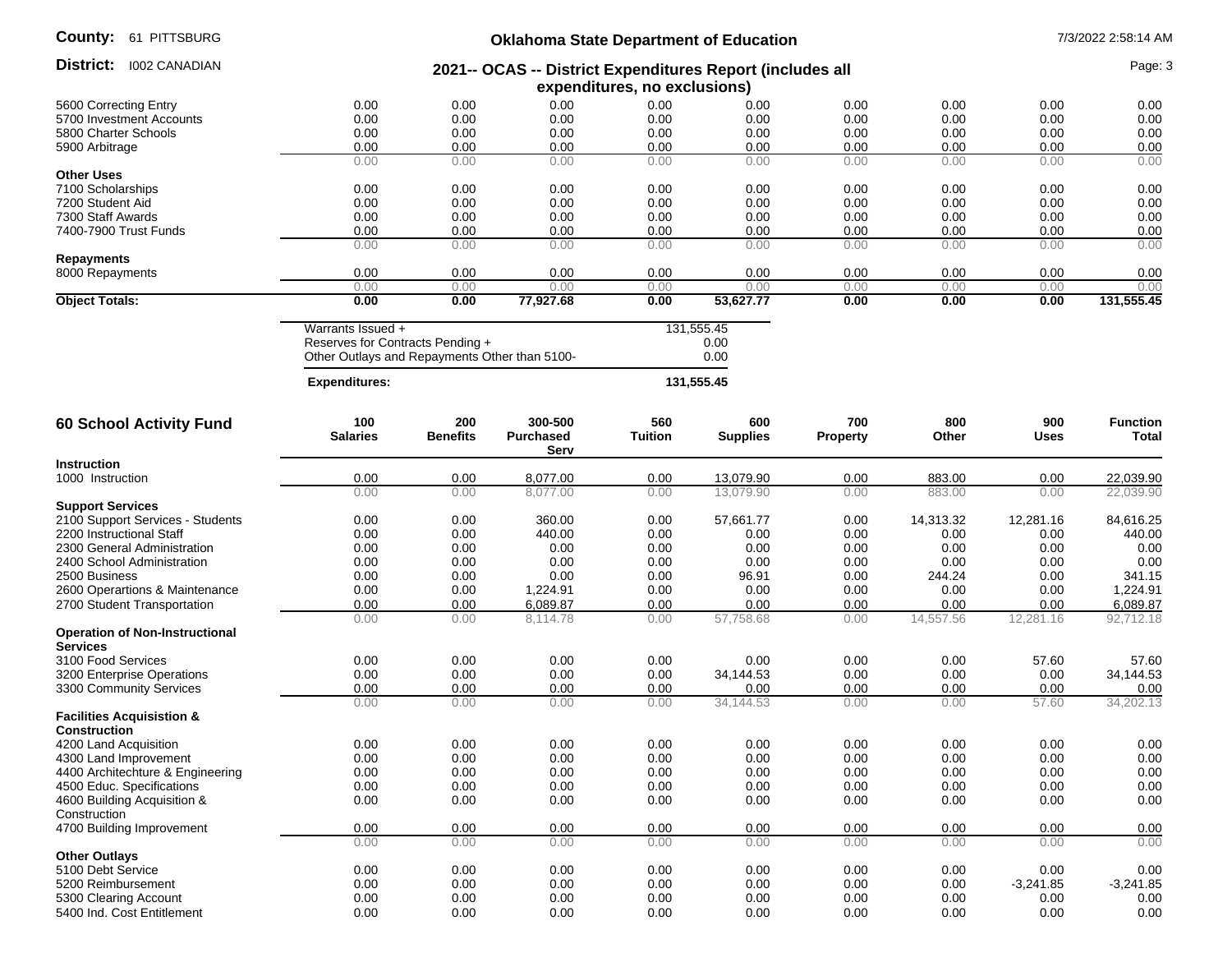| | | | | | | | | | |
|---|---|---|---|---|---|---|---|---|---|
| 5600 Correcting Entry | 0.00 | 0.00 | 0.00 | 0.00 | 0.00 | 0.00 | 0.00 | 0.00 | 0.00 |
| 5700 Investment Accounts | 0.00 | 0.00 | 0.00 | 0.00 | 0.00 | 0.00 | 0.00 | 0.00 | 0.00 |
| 5800 Charter Schools | 0.00 | 0.00 | 0.00 | 0.00 | 0.00 | 0.00 | 0.00 | 0.00 | 0.00 |
| 5900 Arbitrage | 0.00 | 0.00 | 0.00 | 0.00 | 0.00 | 0.00 | 0.00 | 0.00 | 0.00 |
| | 0.00 | 0.00 | 0.00 | 0.00 | 0.00 | 0.00 | 0.00 | 0.00 | 0.00 |
| **Other Uses** | | | | | | | | | |
| 7100 Scholarships | 0.00 | 0.00 | 0.00 | 0.00 | 0.00 | 0.00 | 0.00 | 0.00 | 0.00 |
| 7200 Student Aid | 0.00 | 0.00 | 0.00 | 0.00 | 0.00 | 0.00 | 0.00 | 0.00 | 0.00 |
| 7300 Staff Awards | 0.00 | 0.00 | 0.00 | 0.00 | 0.00 | 0.00 | 0.00 | 0.00 | 0.00 |
| 7400-7900 Trust Funds | 0.00 | 0.00 | 0.00 | 0.00 | 0.00 | 0.00 | 0.00 | 0.00 | 0.00 |
| | 0.00 | 0.00 | 0.00 | 0.00 | 0.00 | 0.00 | 0.00 | 0.00 | 0.00 |
| **Repayments** | | | | | | | | | |
| 8000 Repayments | 0.00 | 0.00 | 0.00 | 0.00 | 0.00 | 0.00 | 0.00 | 0.00 | 0.00 |
| | 0.00 | 0.00 | 0.00 | 0.00 | 0.00 | 0.00 | 0.00 | 0.00 | 0.00 |
| **Object Totals:** | **0.00** | **0.00** | **77,927.68** | **0.00** | **53,627.77** | **0.00** | **0.00** | **0.00** | **131,555.45** |

| | |
|---|---|
| Warrants Issued + | 131,555.45 |
| Reserves for Contracts Pending + | 0.00 |
| Other Outlays and Repayments Other than 5100- | 0.00 |
| **Expenditures:** | **131,555.45** |

## 60 School Activity Fund

| | 100 Salaries | 200 Benefits | 300-500 Purchased Serv | 560 Tuition | 600 Supplies | 700 Property | 800 Other | 900 Uses | Function Total |
|---|---|---|---|---|---|---|---|---|---|
| **Instruction** | | | | | | | | | |
| 1000 Instruction | 0.00 | 0.00 | 8,077.00 | 0.00 | 13,079.90 | 0.00 | 883.00 | 0.00 | 22,039.90 |
| | 0.00 | 0.00 | 8,077.00 | 0.00 | 13,079.90 | 0.00 | 883.00 | 0.00 | 22,039.90 |
| **Support Services** | | | | | | | | | |
| 2100 Support Services - Students | 0.00 | 0.00 | 360.00 | 0.00 | 57,661.77 | 0.00 | 14,313.32 | 12,281.16 | 84,616.25 |
| 2200 Instructional Staff | 0.00 | 0.00 | 440.00 | 0.00 | 0.00 | 0.00 | 0.00 | 0.00 | 440.00 |
| 2300 General Administration | 0.00 | 0.00 | 0.00 | 0.00 | 0.00 | 0.00 | 0.00 | 0.00 | 0.00 |
| 2400 School Administration | 0.00 | 0.00 | 0.00 | 0.00 | 0.00 | 0.00 | 0.00 | 0.00 | 0.00 |
| 2500 Business | 0.00 | 0.00 | 0.00 | 0.00 | 96.91 | 0.00 | 244.24 | 0.00 | 341.15 |
| 2600 Operartions & Maintenance | 0.00 | 0.00 | 1,224.91 | 0.00 | 0.00 | 0.00 | 0.00 | 0.00 | 1,224.91 |
| 2700 Student Transportation | 0.00 | 0.00 | 6,089.87 | 0.00 | 0.00 | 0.00 | 0.00 | 0.00 | 6,089.87 |
| | 0.00 | 0.00 | 8,114.78 | 0.00 | 57,758.68 | 0.00 | 14,557.56 | 12,281.16 | 92,712.18 |
| **Operation of Non-Instructional Services** | | | | | | | | | |
| 3100 Food Services | 0.00 | 0.00 | 0.00 | 0.00 | 0.00 | 0.00 | 0.00 | 57.60 | 57.60 |
| 3200 Enterprise Operations | 0.00 | 0.00 | 0.00 | 0.00 | 34,144.53 | 0.00 | 0.00 | 0.00 | 34,144.53 |
| 3300 Community Services | 0.00 | 0.00 | 0.00 | 0.00 | 0.00 | 0.00 | 0.00 | 0.00 | 0.00 |
| | 0.00 | 0.00 | 0.00 | 0.00 | 34,144.53 | 0.00 | 0.00 | 57.60 | 34,202.13 |
| **Facilities Acquisistion & Construction** | | | | | | | | | |
| 4200 Land Acquisition | 0.00 | 0.00 | 0.00 | 0.00 | 0.00 | 0.00 | 0.00 | 0.00 | 0.00 |
| 4300 Land Improvement | 0.00 | 0.00 | 0.00 | 0.00 | 0.00 | 0.00 | 0.00 | 0.00 | 0.00 |
| 4400 Architechture & Engineering | 0.00 | 0.00 | 0.00 | 0.00 | 0.00 | 0.00 | 0.00 | 0.00 | 0.00 |
| 4500 Educ. Specifications | 0.00 | 0.00 | 0.00 | 0.00 | 0.00 | 0.00 | 0.00 | 0.00 | 0.00 |
| 4600 Building Acquisition & Construction | 0.00 | 0.00 | 0.00 | 0.00 | 0.00 | 0.00 | 0.00 | 0.00 | 0.00 |
| 4700 Building Improvement | 0.00 | 0.00 | 0.00 | 0.00 | 0.00 | 0.00 | 0.00 | 0.00 | 0.00 |
| | 0.00 | 0.00 | 0.00 | 0.00 | 0.00 | 0.00 | 0.00 | 0.00 | 0.00 |
| **Other Outlays** | | | | | | | | | |
| 5100 Debt Service | 0.00 | 0.00 | 0.00 | 0.00 | 0.00 | 0.00 | 0.00 | 0.00 | 0.00 |
| 5200 Reimbursement | 0.00 | 0.00 | 0.00 | 0.00 | 0.00 | 0.00 | 0.00 | -3,241.85 | -3,241.85 |
| 5300 Clearing Account | 0.00 | 0.00 | 0.00 | 0.00 | 0.00 | 0.00 | 0.00 | 0.00 | 0.00 |
| 5400 Ind. Cost Entitlement | 0.00 | 0.00 | 0.00 | 0.00 | 0.00 | 0.00 | 0.00 | 0.00 | 0.00 |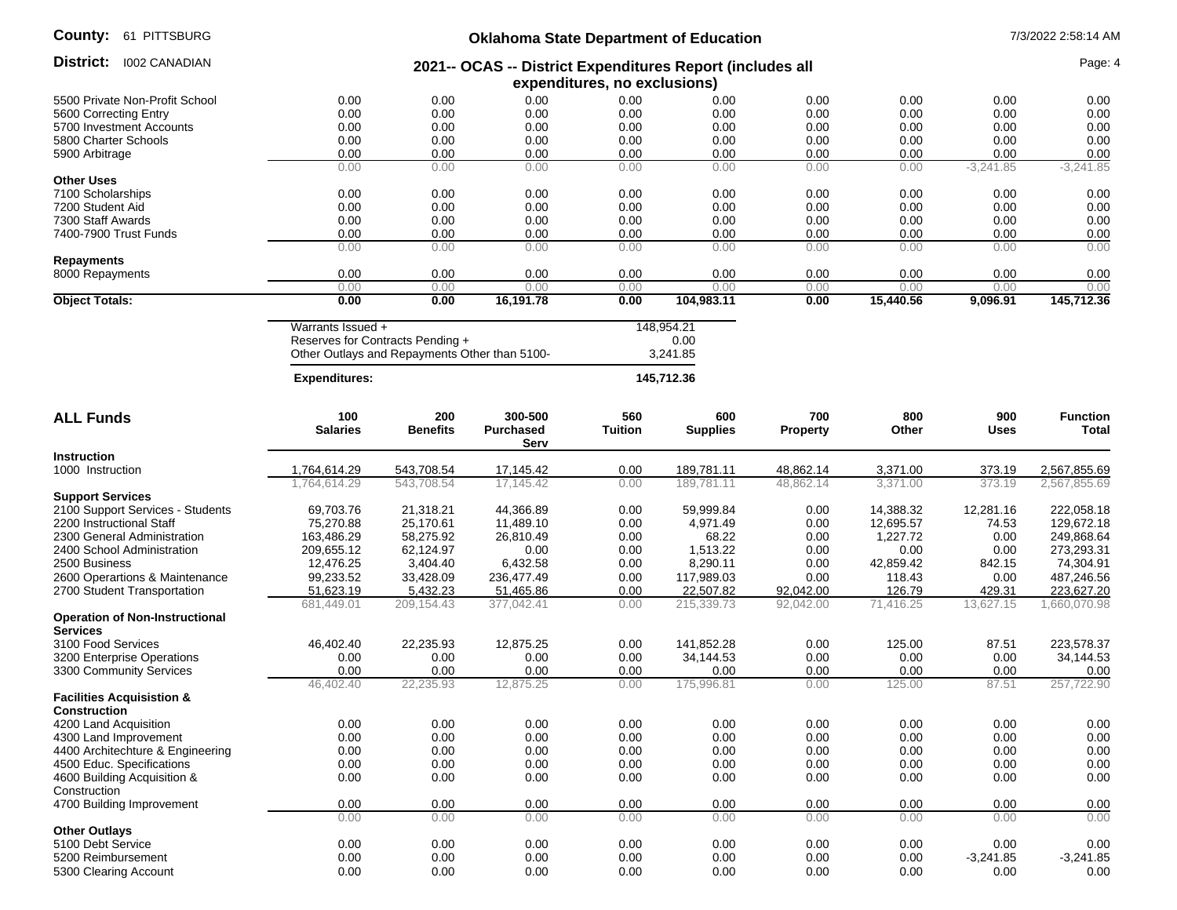| | | | | | | | | | |
|---|---|---|---|---|---|---|---|---|---|
| 5500 Private Non-Profit School | 0.00 | 0.00 | 0.00 | 0.00 | 0.00 | 0.00 | 0.00 | 0.00 | 0.00 |
| 5600 Correcting Entry | 0.00 | 0.00 | 0.00 | 0.00 | 0.00 | 0.00 | 0.00 | 0.00 | 0.00 |
| 5700 Investment Accounts | 0.00 | 0.00 | 0.00 | 0.00 | 0.00 | 0.00 | 0.00 | 0.00 | 0.00 |
| 5800 Charter Schools | 0.00 | 0.00 | 0.00 | 0.00 | 0.00 | 0.00 | 0.00 | 0.00 | 0.00 |
| 5900 Arbitrage | 0.00 | 0.00 | 0.00 | 0.00 | 0.00 | 0.00 | 0.00 | 0.00 | 0.00 |
| | 0.00 | 0.00 | 0.00 | 0.00 | 0.00 | 0.00 | 0.00 | -3,241.85 | -3,241.85 |
| **Other Uses** | | | | | | | | | |
| 7100 Scholarships | 0.00 | 0.00 | 0.00 | 0.00 | 0.00 | 0.00 | 0.00 | 0.00 | 0.00 |
| 7200 Student Aid | 0.00 | 0.00 | 0.00 | 0.00 | 0.00 | 0.00 | 0.00 | 0.00 | 0.00 |
| 7300 Staff Awards | 0.00 | 0.00 | 0.00 | 0.00 | 0.00 | 0.00 | 0.00 | 0.00 | 0.00 |
| 7400-7900 Trust Funds | 0.00 | 0.00 | 0.00 | 0.00 | 0.00 | 0.00 | 0.00 | 0.00 | 0.00 |
| | 0.00 | 0.00 | 0.00 | 0.00 | 0.00 | 0.00 | 0.00 | 0.00 | 0.00 |
| **Repayments** | | | | | | | | | |
| 8000 Repayments | 0.00 | 0.00 | 0.00 | 0.00 | 0.00 | 0.00 | 0.00 | 0.00 | 0.00 |
| | 0.00 | 0.00 | 0.00 | 0.00 | 0.00 | 0.00 | 0.00 | 0.00 | 0.00 |
| **Object Totals:** | **0.00** | **0.00** | **16,191.78** | **0.00** | **104,983.11** | **0.00** | **15,440.56** | **9,096.91** | **145,712.36** |

| | |
|---|---|
| Warrants Issued + | 148,954.21 |
| Reserves for Contracts Pending + | 0.00 |
| Other Outlays and Repayments Other than 5100- | 3,241.85 |
| **Expenditures:** | **145,712.36** |

| **ALL Funds** | **100 Salaries** | **200 Benefits** | **300-500 Purchased Serv** | **560 Tuition** | **600 Supplies** | **700 Property** | **800 Other** | **900 Uses** | **Function Total** |
|---|---|---|---|---|---|---|---|---|---|
| **Instruction** | | | | | | | | | |
| 1000 Instruction | 1,764,614.29 | 543,708.54 | 17,145.42 | 0.00 | 189,781.11 | 48,862.14 | 3,371.00 | 373.19 | 2,567,855.69 |
| | 1,764,614.29 | 543,708.54 | 17,145.42 | 0.00 | 189,781.11 | 48,862.14 | 3,371.00 | 373.19 | 2,567,855.69 |
| **Support Services** | | | | | | | | | |
| 2100 Support Services - Students | 69,703.76 | 21,318.21 | 44,366.89 | 0.00 | 59,999.84 | 0.00 | 14,388.32 | 12,281.16 | 222,058.18 |
| 2200 Instructional Staff | 75,270.88 | 25,170.61 | 11,489.10 | 0.00 | 4,971.49 | 0.00 | 12,695.57 | 74.53 | 129,672.18 |
| 2300 General Administration | 163,486.29 | 58,275.92 | 26,810.49 | 0.00 | 68.22 | 0.00 | 1,227.72 | 0.00 | 249,868.64 |
| 2400 School Administration | 209,655.12 | 62,124.97 | 0.00 | 0.00 | 1,513.22 | 0.00 | 0.00 | 0.00 | 273,293.31 |
| 2500 Business | 12,476.25 | 3,404.40 | 6,432.58 | 0.00 | 8,290.11 | 0.00 | 42,859.42 | 842.15 | 74,304.91 |
| 2600 Operartions & Maintenance | 99,233.52 | 33,428.09 | 236,477.49 | 0.00 | 117,989.03 | 0.00 | 118.43 | 0.00 | 487,246.56 |
| 2700 Student Transportation | 51,623.19 | 5,432.23 | 51,465.86 | 0.00 | 22,507.82 | 92,042.00 | 126.79 | 429.31 | 223,627.20 |
| | 681,449.01 | 209,154.43 | 377,042.41 | 0.00 | 215,339.73 | 92,042.00 | 71,416.25 | 13,627.15 | 1,660,070.98 |
| **Operation of Non-Instructional Services** | | | | | | | | | |
| 3100 Food Services | 46,402.40 | 22,235.93 | 12,875.25 | 0.00 | 141,852.28 | 0.00 | 125.00 | 87.51 | 223,578.37 |
| 3200 Enterprise Operations | 0.00 | 0.00 | 0.00 | 0.00 | 34,144.53 | 0.00 | 0.00 | 0.00 | 34,144.53 |
| 3300 Community Services | 0.00 | 0.00 | 0.00 | 0.00 | 0.00 | 0.00 | 0.00 | 0.00 | 0.00 |
| | 46,402.40 | 22,235.93 | 12,875.25 | 0.00 | 175,996.81 | 0.00 | 125.00 | 87.51 | 257,722.90 |
| **Facilities Acquisistion & Construction** | | | | | | | | | |
| 4200 Land Acquisition | 0.00 | 0.00 | 0.00 | 0.00 | 0.00 | 0.00 | 0.00 | 0.00 | 0.00 |
| 4300 Land Improvement | 0.00 | 0.00 | 0.00 | 0.00 | 0.00 | 0.00 | 0.00 | 0.00 | 0.00 |
| 4400 Architechture & Engineering | 0.00 | 0.00 | 0.00 | 0.00 | 0.00 | 0.00 | 0.00 | 0.00 | 0.00 |
| 4500 Educ. Specifications | 0.00 | 0.00 | 0.00 | 0.00 | 0.00 | 0.00 | 0.00 | 0.00 | 0.00 |
| 4600 Building Acquisition & Construction | 0.00 | 0.00 | 0.00 | 0.00 | 0.00 | 0.00 | 0.00 | 0.00 | 0.00 |
| 4700 Building Improvement | 0.00 | 0.00 | 0.00 | 0.00 | 0.00 | 0.00 | 0.00 | 0.00 | 0.00 |
| | 0.00 | 0.00 | 0.00 | 0.00 | 0.00 | 0.00 | 0.00 | 0.00 | 0.00 |
| **Other Outlays** | | | | | | | | | |
| 5100 Debt Service | 0.00 | 0.00 | 0.00 | 0.00 | 0.00 | 0.00 | 0.00 | 0.00 | 0.00 |
| 5200 Reimbursement | 0.00 | 0.00 | 0.00 | 0.00 | 0.00 | 0.00 | 0.00 | -3,241.85 | -3,241.85 |
| 5300 Clearing Account | 0.00 | 0.00 | 0.00 | 0.00 | 0.00 | 0.00 | 0.00 | 0.00 | 0.00 |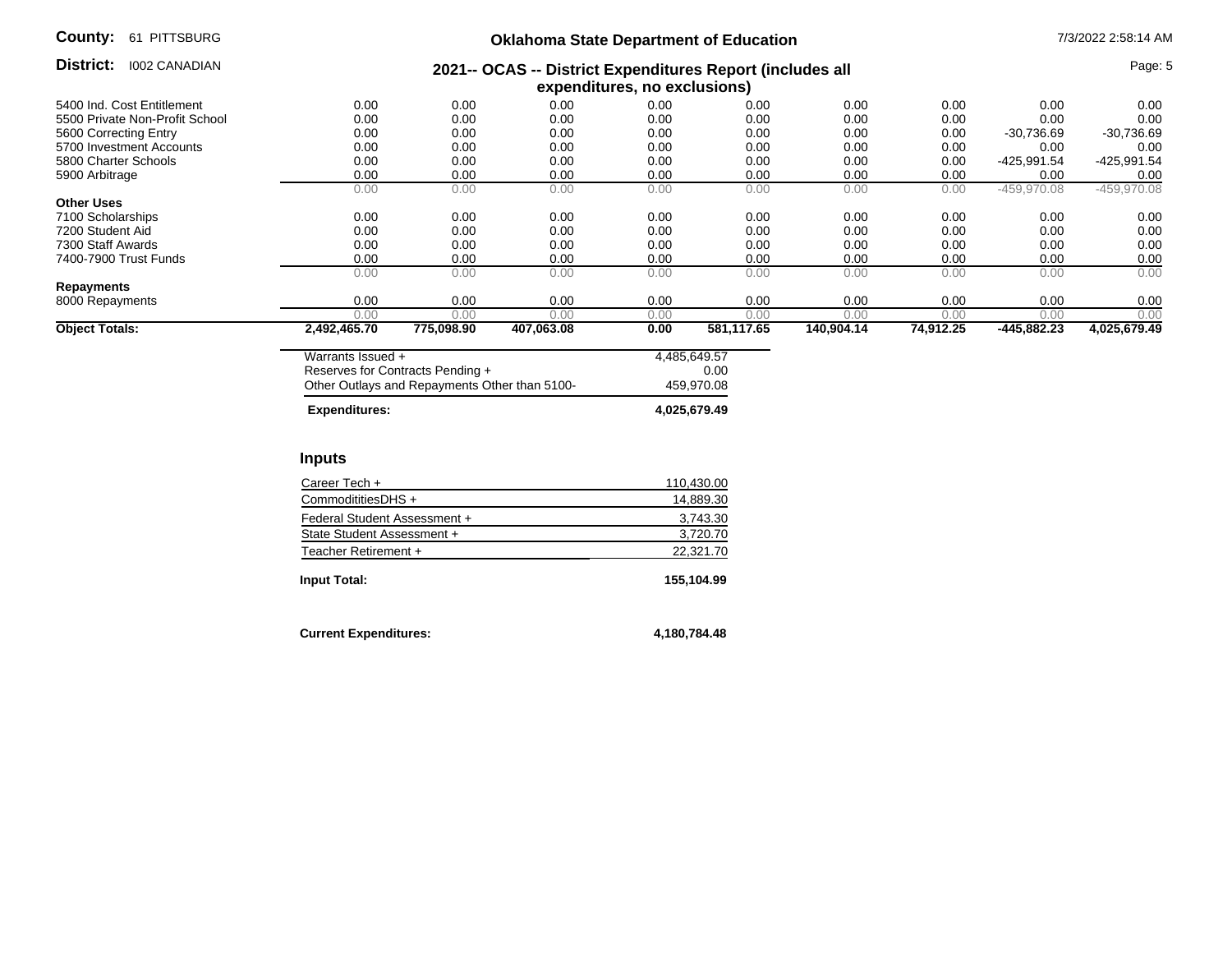| | | | | | | | | | |
|---|---|---|---|---|---|---|---|---|---|
| 5400 Ind. Cost Entitlement | 0.00 | 0.00 | 0.00 | 0.00 | 0.00 | 0.00 | 0.00 | 0.00 | 0.00 |
| 5500 Private Non-Profit School | 0.00 | 0.00 | 0.00 | 0.00 | 0.00 | 0.00 | 0.00 | 0.00 | 0.00 |
| 5600 Correcting Entry | 0.00 | 0.00 | 0.00 | 0.00 | 0.00 | 0.00 | 0.00 | -30,736.69 | -30,736.69 |
| 5700 Investment Accounts | 0.00 | 0.00 | 0.00 | 0.00 | 0.00 | 0.00 | 0.00 | 0.00 | 0.00 |
| 5800 Charter Schools | 0.00 | 0.00 | 0.00 | 0.00 | 0.00 | 0.00 | 0.00 | -425,991.54 | -425,991.54 |
| 5900 Arbitrage | 0.00 | 0.00 | 0.00 | 0.00 | 0.00 | 0.00 | 0.00 | 0.00 | 0.00 |
| | 0.00 | 0.00 | 0.00 | 0.00 | 0.00 | 0.00 | 0.00 | -459,970.08 | -459,970.08 |
| **Other Uses** | | | | | | | | | |
| 7100 Scholarships | 0.00 | 0.00 | 0.00 | 0.00 | 0.00 | 0.00 | 0.00 | 0.00 | 0.00 |
| 7200 Student Aid | 0.00 | 0.00 | 0.00 | 0.00 | 0.00 | 0.00 | 0.00 | 0.00 | 0.00 |
| 7300 Staff Awards | 0.00 | 0.00 | 0.00 | 0.00 | 0.00 | 0.00 | 0.00 | 0.00 | 0.00 |
| 7400-7900 Trust Funds | 0.00 | 0.00 | 0.00 | 0.00 | 0.00 | 0.00 | 0.00 | 0.00 | 0.00 |
| | 0.00 | 0.00 | 0.00 | 0.00 | 0.00 | 0.00 | 0.00 | 0.00 | 0.00 |
| **Repayments** | | | | | | | | | |
| 8000 Repayments | 0.00 | 0.00 | 0.00 | 0.00 | 0.00 | 0.00 | 0.00 | 0.00 | 0.00 |
| | 0.00 | 0.00 | 0.00 | 0.00 | 0.00 | 0.00 | 0.00 | 0.00 | 0.00 |
| **Object Totals:** | **2,492,465.70** | **775,098.90** | **407,063.08** | **0.00** | **581,117.65** | **140,904.14** | **74,912.25** | **-445,882.23** | **4,025,679.49** |

| | |
|---|---|
| Warrants Issued + | 4,485,649.57 |
| Reserves for Contracts Pending + | 0.00 |
| Other Outlays and Repayments Other than 5100- | 459,970.08 |
| **Expenditures:** | **4,025,679.49** |

## Inputs

| | |
|---|---|
| Career Tech + | 110,430.00 |
| CommodititiesDHS + | 14,889.30 |
| Federal Student Assessment + | 3,743.30 |
| State Student Assessment + | 3,720.70 |
| Teacher Retirement + | 22,321.70 |
| **Input Total:** | **155,104.99** |

**Current Expenditures:** **4,180,784.48**